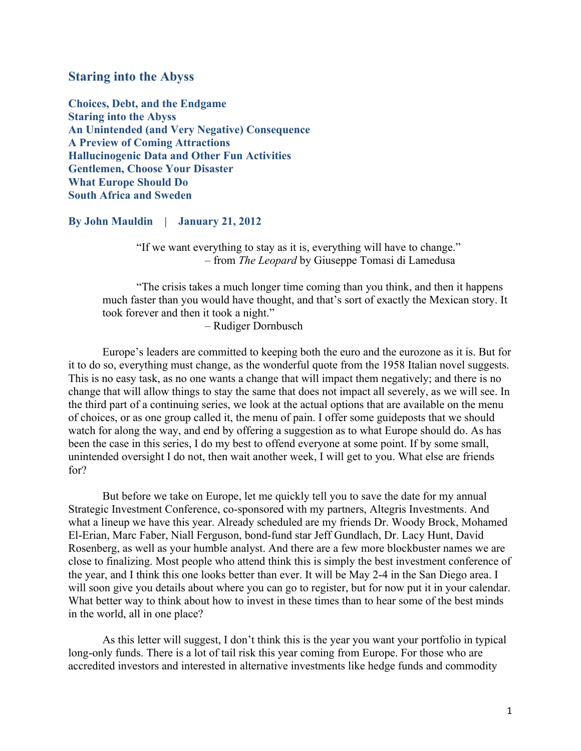# Staring into the Abyss

**Choices, Debt, and the Endgame**
**Staring into the Abyss**
**An Unintended (and Very Negative) Consequence**
**A Preview of Coming Attractions**
**Hallucinogenic Data and Other Fun Activities**
**Gentlemen, Choose Your Disaster**
**What Europe Should Do**
**South Africa and Sweden**

**By John Mauldin | January 21, 2012**

> "If we want everything to stay as it is, everything will have to change."
> – from *The Leopard* by Giuseppe Tomasi di Lamedusa

> "The crisis takes a much longer time coming than you think, and then it happens much faster than you would have thought, and that's sort of exactly the Mexican story. It took forever and then it took a night."
> – Rudiger Dornbusch

Europe's leaders are committed to keeping both the euro and the eurozone as it is. But for it to do so, everything must change, as the wonderful quote from the 1958 Italian novel suggests. This is no easy task, as no one wants a change that will impact them negatively; and there is no change that will allow things to stay the same that does not impact all severely, as we will see. In the third part of a continuing series, we look at the actual options that are available on the menu of choices, or as one group called it, the menu of pain. I offer some guideposts that we should watch for along the way, and end by offering a suggestion as to what Europe should do. As has been the case in this series, I do my best to offend everyone at some point. If by some small, unintended oversight I do not, then wait another week, I will get to you. What else are friends for?

But before we take on Europe, let me quickly tell you to save the date for my annual Strategic Investment Conference, co-sponsored with my partners, Altegris Investments. And what a lineup we have this year. Already scheduled are my friends Dr. Woody Brock, Mohamed El-Erian, Marc Faber, Niall Ferguson, bond-fund star Jeff Gundlach, Dr. Lacy Hunt, David Rosenberg, as well as your humble analyst. And there are a few more blockbuster names we are close to finalizing. Most people who attend think this is simply the best investment conference of the year, and I think this one looks better than ever. It will be May 2-4 in the San Diego area. I will soon give you details about where you can go to register, but for now put it in your calendar. What better way to think about how to invest in these times than to hear some of the best minds in the world, all in one place?

As this letter will suggest, I don't think this is the year you want your portfolio in typical long-only funds. There is a lot of tail risk this year coming from Europe. For those who are accredited investors and interested in alternative investments like hedge funds and commodity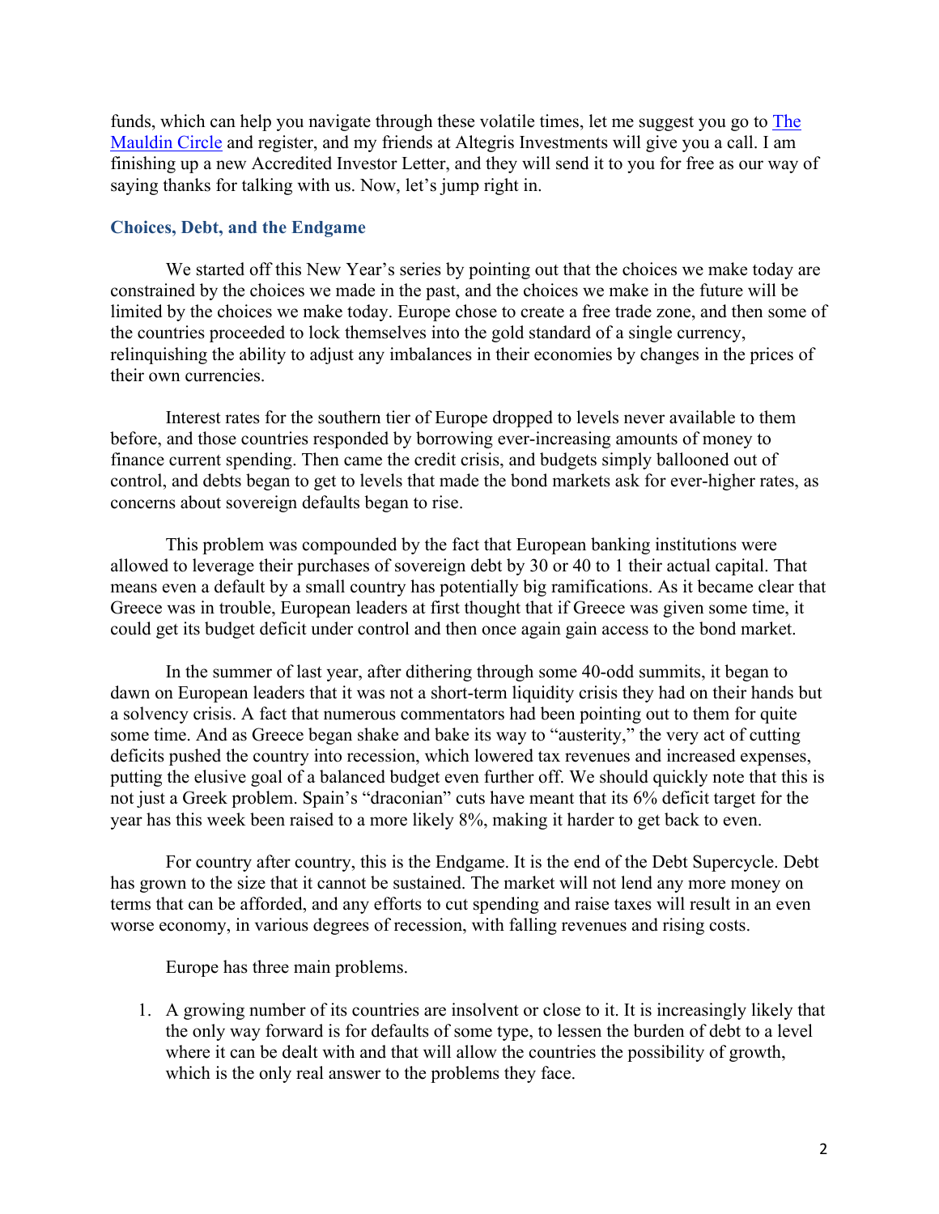funds, which can help you navigate through these volatile times, let me suggest you go to The Mauldin Circle and register, and my friends at Altegris Investments will give you a call. I am finishing up a new Accredited Investor Letter, and they will send it to you for free as our way of saying thanks for talking with us. Now, let's jump right in.

### Choices, Debt, and the Endgame

We started off this New Year's series by pointing out that the choices we make today are constrained by the choices we made in the past, and the choices we make in the future will be limited by the choices we make today. Europe chose to create a free trade zone, and then some of the countries proceeded to lock themselves into the gold standard of a single currency, relinquishing the ability to adjust any imbalances in their economies by changes in the prices of their own currencies.

Interest rates for the southern tier of Europe dropped to levels never available to them before, and those countries responded by borrowing ever-increasing amounts of money to finance current spending. Then came the credit crisis, and budgets simply ballooned out of control, and debts began to get to levels that made the bond markets ask for ever-higher rates, as concerns about sovereign defaults began to rise.

This problem was compounded by the fact that European banking institutions were allowed to leverage their purchases of sovereign debt by 30 or 40 to 1 their actual capital. That means even a default by a small country has potentially big ramifications. As it became clear that Greece was in trouble, European leaders at first thought that if Greece was given some time, it could get its budget deficit under control and then once again gain access to the bond market.

In the summer of last year, after dithering through some 40-odd summits, it began to dawn on European leaders that it was not a short-term liquidity crisis they had on their hands but a solvency crisis. A fact that numerous commentators had been pointing out to them for quite some time. And as Greece began shake and bake its way to "austerity," the very act of cutting deficits pushed the country into recession, which lowered tax revenues and increased expenses, putting the elusive goal of a balanced budget even further off. We should quickly note that this is not just a Greek problem. Spain's "draconian" cuts have meant that its 6% deficit target for the year has this week been raised to a more likely 8%, making it harder to get back to even.

For country after country, this is the Endgame. It is the end of the Debt Supercycle. Debt has grown to the size that it cannot be sustained. The market will not lend any more money on terms that can be afforded, and any efforts to cut spending and raise taxes will result in an even worse economy, in various degrees of recession, with falling revenues and rising costs.

Europe has three main problems.

1. A growing number of its countries are insolvent or close to it. It is increasingly likely that the only way forward is for defaults of some type, to lessen the burden of debt to a level where it can be dealt with and that will allow the countries the possibility of growth, which is the only real answer to the problems they face.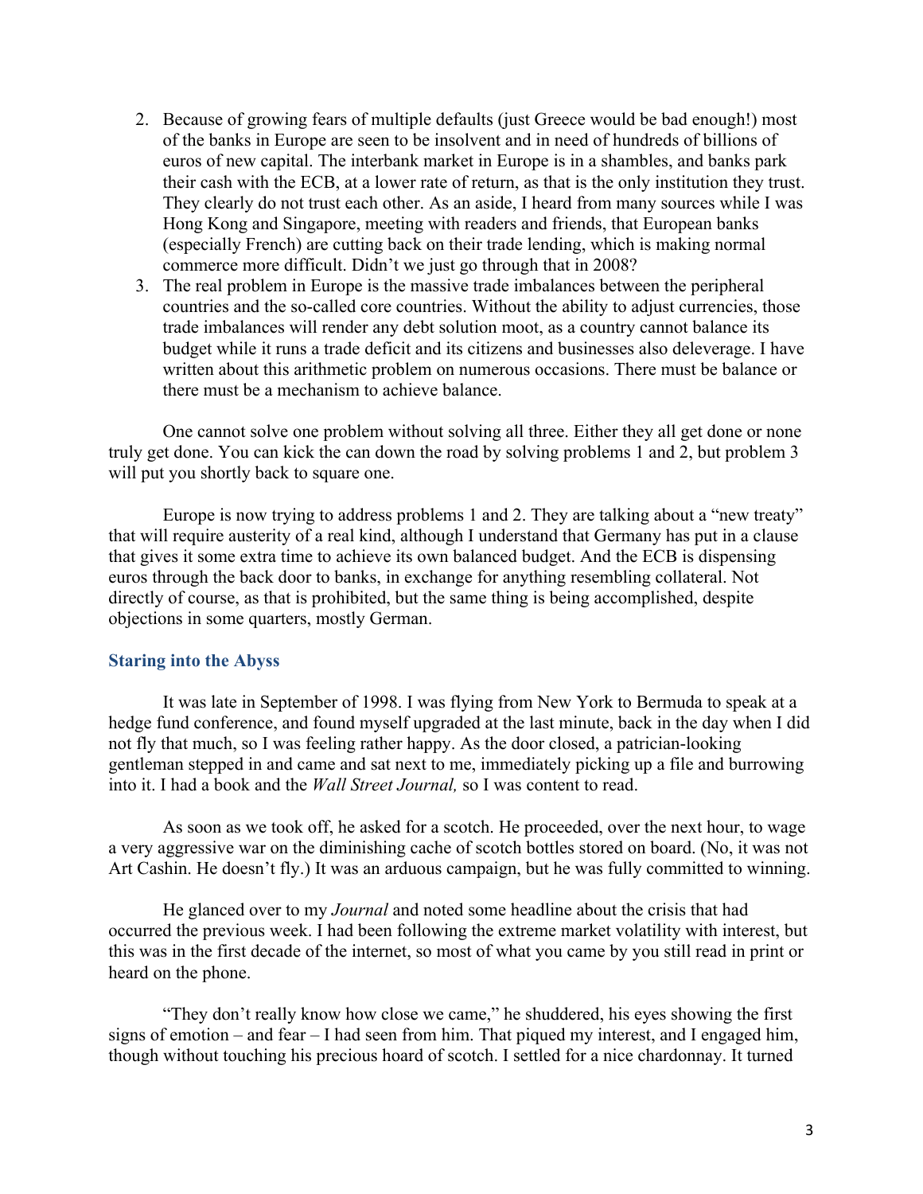2. Because of growing fears of multiple defaults (just Greece would be bad enough!) most of the banks in Europe are seen to be insolvent and in need of hundreds of billions of euros of new capital. The interbank market in Europe is in a shambles, and banks park their cash with the ECB, at a lower rate of return, as that is the only institution they trust. They clearly do not trust each other. As an aside, I heard from many sources while I was Hong Kong and Singapore, meeting with readers and friends, that European banks (especially French) are cutting back on their trade lending, which is making normal commerce more difficult. Didn't we just go through that in 2008?
3. The real problem in Europe is the massive trade imbalances between the peripheral countries and the so-called core countries. Without the ability to adjust currencies, those trade imbalances will render any debt solution moot, as a country cannot balance its budget while it runs a trade deficit and its citizens and businesses also deleverage. I have written about this arithmetic problem on numerous occasions. There must be balance or there must be a mechanism to achieve balance.

One cannot solve one problem without solving all three. Either they all get done or none truly get done. You can kick the can down the road by solving problems 1 and 2, but problem 3 will put you shortly back to square one.

Europe is now trying to address problems 1 and 2. They are talking about a "new treaty" that will require austerity of a real kind, although I understand that Germany has put in a clause that gives it some extra time to achieve its own balanced budget. And the ECB is dispensing euros through the back door to banks, in exchange for anything resembling collateral. Not directly of course, as that is prohibited, but the same thing is being accomplished, despite objections in some quarters, mostly German.

### Staring into the Abyss

It was late in September of 1998. I was flying from New York to Bermuda to speak at a hedge fund conference, and found myself upgraded at the last minute, back in the day when I did not fly that much, so I was feeling rather happy. As the door closed, a patrician-looking gentleman stepped in and came and sat next to me, immediately picking up a file and burrowing into it. I had a book and the *Wall Street Journal,* so I was content to read.

As soon as we took off, he asked for a scotch. He proceeded, over the next hour, to wage a very aggressive war on the diminishing cache of scotch bottles stored on board. (No, it was not Art Cashin. He doesn't fly.) It was an arduous campaign, but he was fully committed to winning.

He glanced over to my *Journal* and noted some headline about the crisis that had occurred the previous week. I had been following the extreme market volatility with interest, but this was in the first decade of the internet, so most of what you came by you still read in print or heard on the phone.

"They don't really know how close we came," he shuddered, his eyes showing the first signs of emotion – and fear – I had seen from him. That piqued my interest, and I engaged him, though without touching his precious hoard of scotch. I settled for a nice chardonnay. It turned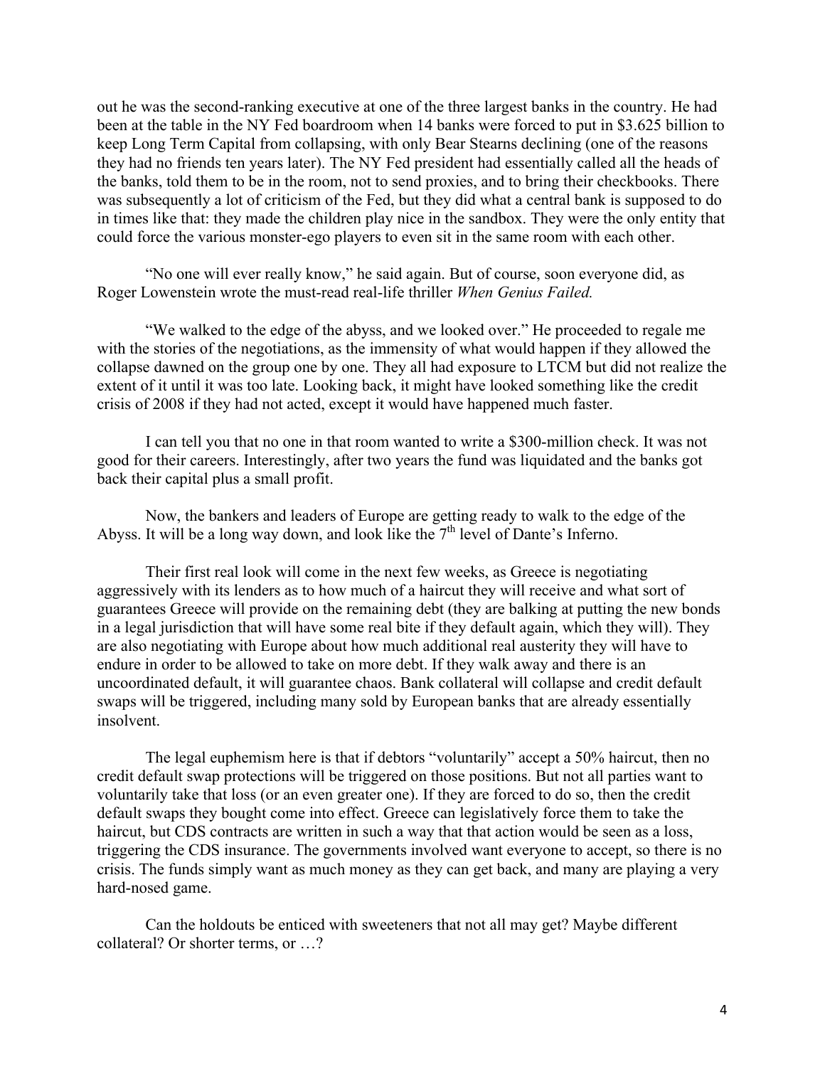out he was the second-ranking executive at one of the three largest banks in the country. He had been at the table in the NY Fed boardroom when 14 banks were forced to put in $3.625 billion to keep Long Term Capital from collapsing, with only Bear Stearns declining (one of the reasons they had no friends ten years later). The NY Fed president had essentially called all the heads of the banks, told them to be in the room, not to send proxies, and to bring their checkbooks. There was subsequently a lot of criticism of the Fed, but they did what a central bank is supposed to do in times like that: they made the children play nice in the sandbox. They were the only entity that could force the various monster-ego players to even sit in the same room with each other.

"No one will ever really know," he said again. But of course, soon everyone did, as Roger Lowenstein wrote the must-read real-life thriller *When Genius Failed.*

"We walked to the edge of the abyss, and we looked over." He proceeded to regale me with the stories of the negotiations, as the immensity of what would happen if they allowed the collapse dawned on the group one by one. They all had exposure to LTCM but did not realize the extent of it until it was too late. Looking back, it might have looked something like the credit crisis of 2008 if they had not acted, except it would have happened much faster.

I can tell you that no one in that room wanted to write a $300-million check. It was not good for their careers. Interestingly, after two years the fund was liquidated and the banks got back their capital plus a small profit.

Now, the bankers and leaders of Europe are getting ready to walk to the edge of the Abyss. It will be a long way down, and look like the 7th level of Dante's Inferno.

Their first real look will come in the next few weeks, as Greece is negotiating aggressively with its lenders as to how much of a haircut they will receive and what sort of guarantees Greece will provide on the remaining debt (they are balking at putting the new bonds in a legal jurisdiction that will have some real bite if they default again, which they will). They are also negotiating with Europe about how much additional real austerity they will have to endure in order to be allowed to take on more debt. If they walk away and there is an uncoordinated default, it will guarantee chaos. Bank collateral will collapse and credit default swaps will be triggered, including many sold by European banks that are already essentially insolvent.

The legal euphemism here is that if debtors "voluntarily" accept a 50% haircut, then no credit default swap protections will be triggered on those positions. But not all parties want to voluntarily take that loss (or an even greater one). If they are forced to do so, then the credit default swaps they bought come into effect. Greece can legislatively force them to take the haircut, but CDS contracts are written in such a way that that action would be seen as a loss, triggering the CDS insurance. The governments involved want everyone to accept, so there is no crisis. The funds simply want as much money as they can get back, and many are playing a very hard-nosed game.

Can the holdouts be enticed with sweeteners that not all may get? Maybe different collateral? Or shorter terms, or …?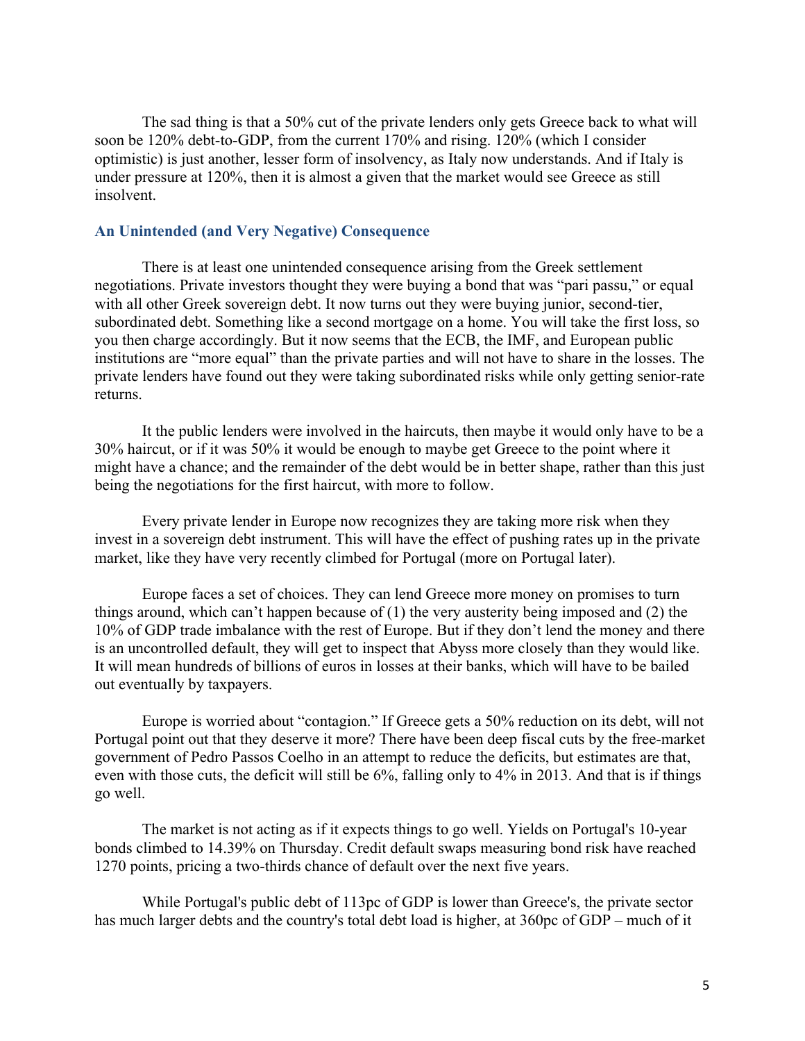The sad thing is that a 50% cut of the private lenders only gets Greece back to what will soon be 120% debt-to-GDP, from the current 170% and rising. 120% (which I consider optimistic) is just another, lesser form of insolvency, as Italy now understands. And if Italy is under pressure at 120%, then it is almost a given that the market would see Greece as still insolvent.

### An Unintended (and Very Negative) Consequence

There is at least one unintended consequence arising from the Greek settlement negotiations. Private investors thought they were buying a bond that was "pari passu," or equal with all other Greek sovereign debt. It now turns out they were buying junior, second-tier, subordinated debt. Something like a second mortgage on a home. You will take the first loss, so you then charge accordingly. But it now seems that the ECB, the IMF, and European public institutions are "more equal" than the private parties and will not have to share in the losses. The private lenders have found out they were taking subordinated risks while only getting senior-rate returns.

It the public lenders were involved in the haircuts, then maybe it would only have to be a 30% haircut, or if it was 50% it would be enough to maybe get Greece to the point where it might have a chance; and the remainder of the debt would be in better shape, rather than this just being the negotiations for the first haircut, with more to follow.

Every private lender in Europe now recognizes they are taking more risk when they invest in a sovereign debt instrument. This will have the effect of pushing rates up in the private market, like they have very recently climbed for Portugal (more on Portugal later).

Europe faces a set of choices. They can lend Greece more money on promises to turn things around, which can't happen because of (1) the very austerity being imposed and (2) the 10% of GDP trade imbalance with the rest of Europe. But if they don't lend the money and there is an uncontrolled default, they will get to inspect that Abyss more closely than they would like. It will mean hundreds of billions of euros in losses at their banks, which will have to be bailed out eventually by taxpayers.

Europe is worried about "contagion." If Greece gets a 50% reduction on its debt, will not Portugal point out that they deserve it more? There have been deep fiscal cuts by the free-market government of Pedro Passos Coelho in an attempt to reduce the deficits, but estimates are that, even with those cuts, the deficit will still be 6%, falling only to 4% in 2013. And that is if things go well.

The market is not acting as if it expects things to go well. Yields on Portugal's 10-year bonds climbed to 14.39% on Thursday. Credit default swaps measuring bond risk have reached 1270 points, pricing a two-thirds chance of default over the next five years.

While Portugal's public debt of 113pc of GDP is lower than Greece's, the private sector has much larger debts and the country's total debt load is higher, at 360pc of GDP – much of it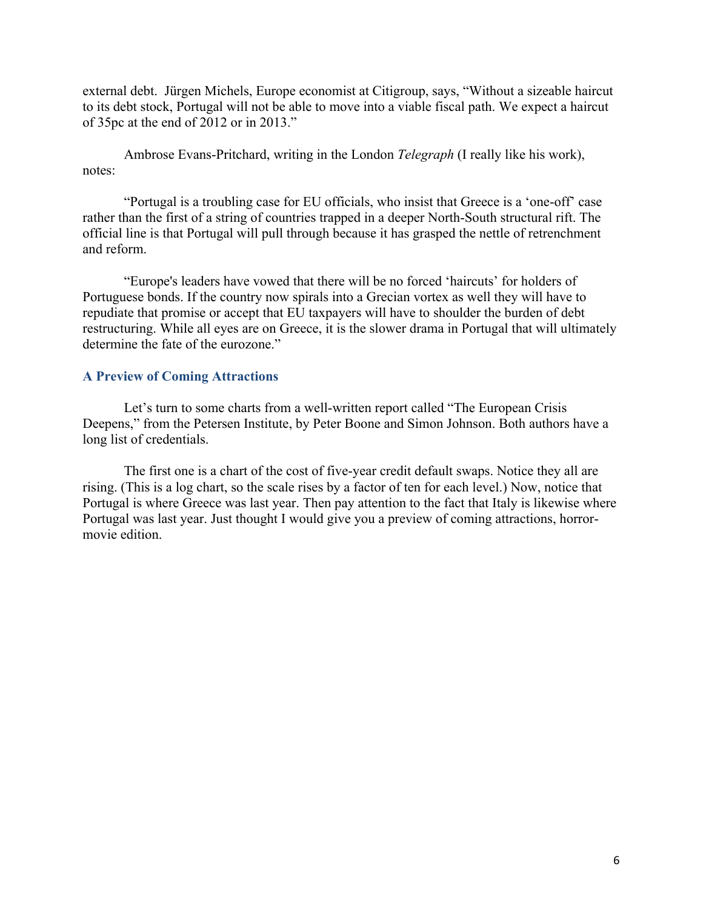external debt. Jürgen Michels, Europe economist at Citigroup, says, "Without a sizeable haircut to its debt stock, Portugal will not be able to move into a viable fiscal path. We expect a haircut of 35pc at the end of 2012 or in 2013."

Ambrose Evans-Pritchard, writing in the London *Telegraph* (I really like his work), notes:

"Portugal is a troubling case for EU officials, who insist that Greece is a 'one-off' case rather than the first of a string of countries trapped in a deeper North-South structural rift. The official line is that Portugal will pull through because it has grasped the nettle of retrenchment and reform.

"Europe's leaders have vowed that there will be no forced 'haircuts' for holders of Portuguese bonds. If the country now spirals into a Grecian vortex as well they will have to repudiate that promise or accept that EU taxpayers will have to shoulder the burden of debt restructuring. While all eyes are on Greece, it is the slower drama in Portugal that will ultimately determine the fate of the eurozone."

### A Preview of Coming Attractions

Let's turn to some charts from a well-written report called "The European Crisis Deepens," from the Petersen Institute, by Peter Boone and Simon Johnson. Both authors have a long list of credentials.

The first one is a chart of the cost of five-year credit default swaps. Notice they all are rising. (This is a log chart, so the scale rises by a factor of ten for each level.) Now, notice that Portugal is where Greece was last year. Then pay attention to the fact that Italy is likewise where Portugal was last year. Just thought I would give you a preview of coming attractions, horror-movie edition.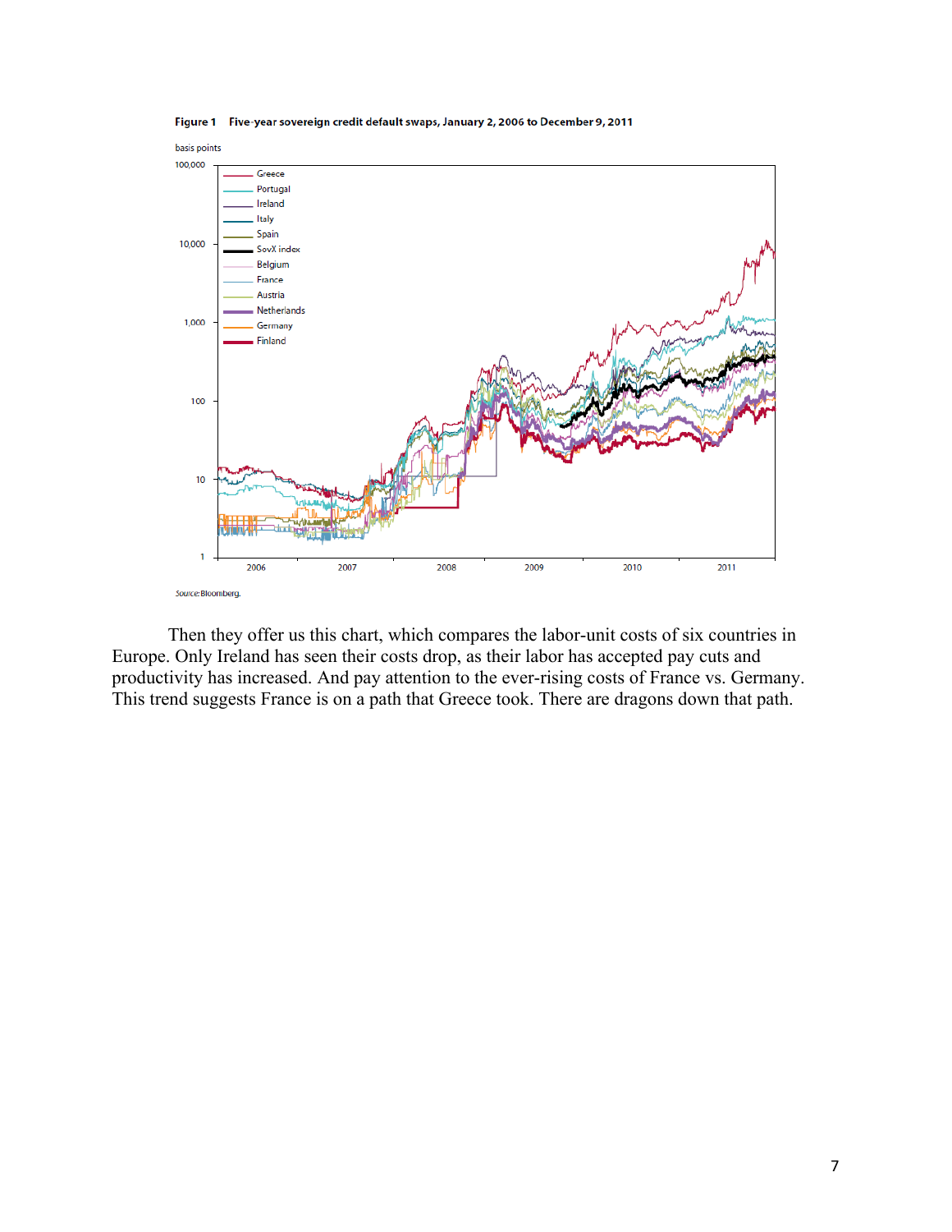**Figure 1** Five-year sovereign credit default swaps, January 2, 2006 to December 9, 2011

Source: Bloomberg.

Then they offer us this chart, which compares the labor-unit costs of six countries in Europe. Only Ireland has seen their costs drop, as their labor has accepted pay cuts and productivity has increased. And pay attention to the ever-rising costs of France vs. Germany. This trend suggests France is on a path that Greece took. There are dragons down that path.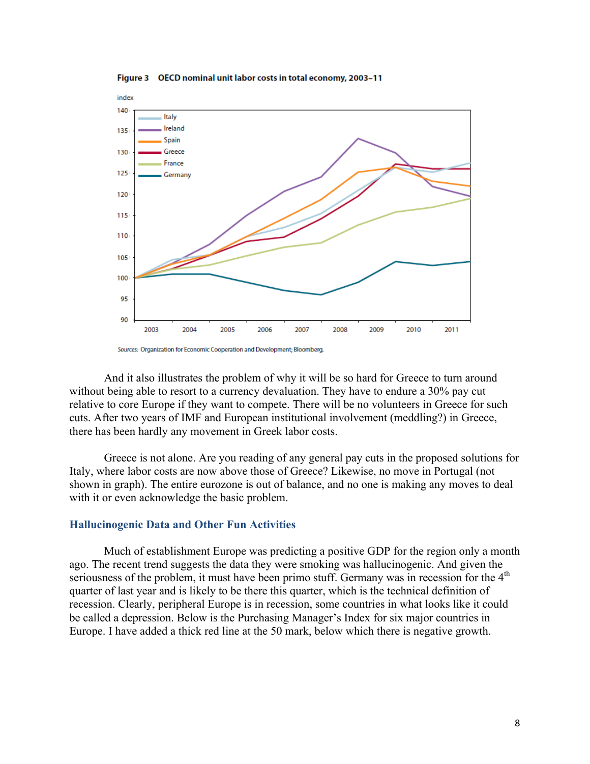**Figure 3 OECD nominal unit labor costs in total economy, 2003–11**

*Sources:* Organization for Economic Cooperation and Development; Bloomberg.

And it also illustrates the problem of why it will be so hard for Greece to turn around without being able to resort to a currency devaluation. They have to endure a 30% pay cut relative to core Europe if they want to compete. There will be no volunteers in Greece for such cuts. After two years of IMF and European institutional involvement (meddling?) in Greece, there has been hardly any movement in Greek labor costs.

Greece is not alone. Are you reading of any general pay cuts in the proposed solutions for Italy, where labor costs are now above those of Greece? Likewise, no move in Portugal (not shown in graph). The entire eurozone is out of balance, and no one is making any moves to deal with it or even acknowledge the basic problem.

## Hallucinogenic Data and Other Fun Activities

Much of establishment Europe was predicting a positive GDP for the region only a month ago. The recent trend suggests the data they were smoking was hallucinogenic. And given the seriousness of the problem, it must have been primo stuff. Germany was in recession for the 4th quarter of last year and is likely to be there this quarter, which is the technical definition of recession. Clearly, peripheral Europe is in recession, some countries in what looks like it could be called a depression. Below is the Purchasing Manager's Index for six major countries in Europe. I have added a thick red line at the 50 mark, below which there is negative growth.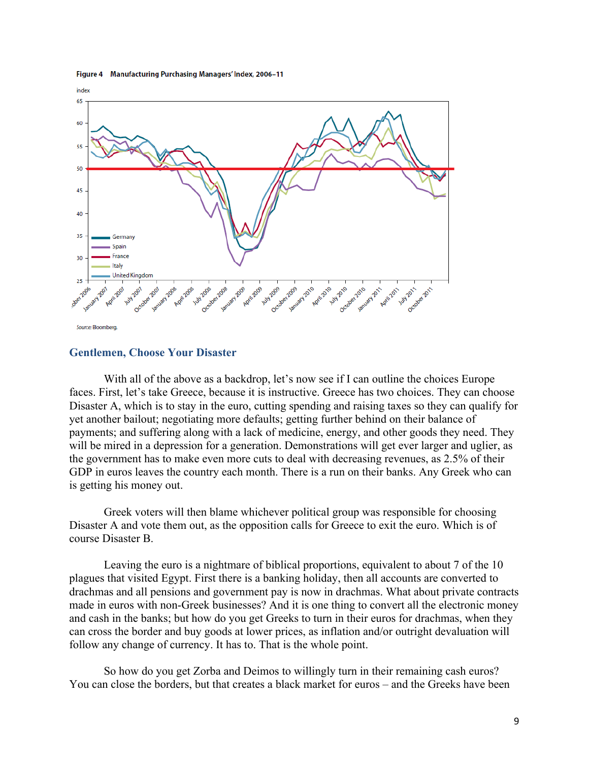**Figure 4 Manufacturing Purchasing Managers' Index, 2006–11**

Source: Bloomberg.

## Gentlemen, Choose Your Disaster

With all of the above as a backdrop, let's now see if I can outline the choices Europe faces. First, let's take Greece, because it is instructive. Greece has two choices. They can choose Disaster A, which is to stay in the euro, cutting spending and raising taxes so they can qualify for yet another bailout; negotiating more defaults; getting further behind on their balance of payments; and suffering along with a lack of medicine, energy, and other goods they need. They will be mired in a depression for a generation. Demonstrations will get ever larger and uglier, as the government has to make even more cuts to deal with decreasing revenues, as 2.5% of their GDP in euros leaves the country each month. There is a run on their banks. Any Greek who can is getting his money out.

Greek voters will then blame whichever political group was responsible for choosing Disaster A and vote them out, as the opposition calls for Greece to exit the euro. Which is of course Disaster B.

Leaving the euro is a nightmare of biblical proportions, equivalent to about 7 of the 10 plagues that visited Egypt. First there is a banking holiday, then all accounts are converted to drachmas and all pensions and government pay is now in drachmas. What about private contracts made in euros with non-Greek businesses? And it is one thing to convert all the electronic money and cash in the banks; but how do you get Greeks to turn in their euros for drachmas, when they can cross the border and buy goods at lower prices, as inflation and/or outright devaluation will follow any change of currency. It has to. That is the whole point.

So how do you get Zorba and Deimos to willingly turn in their remaining cash euros? You can close the borders, but that creates a black market for euros – and the Greeks have been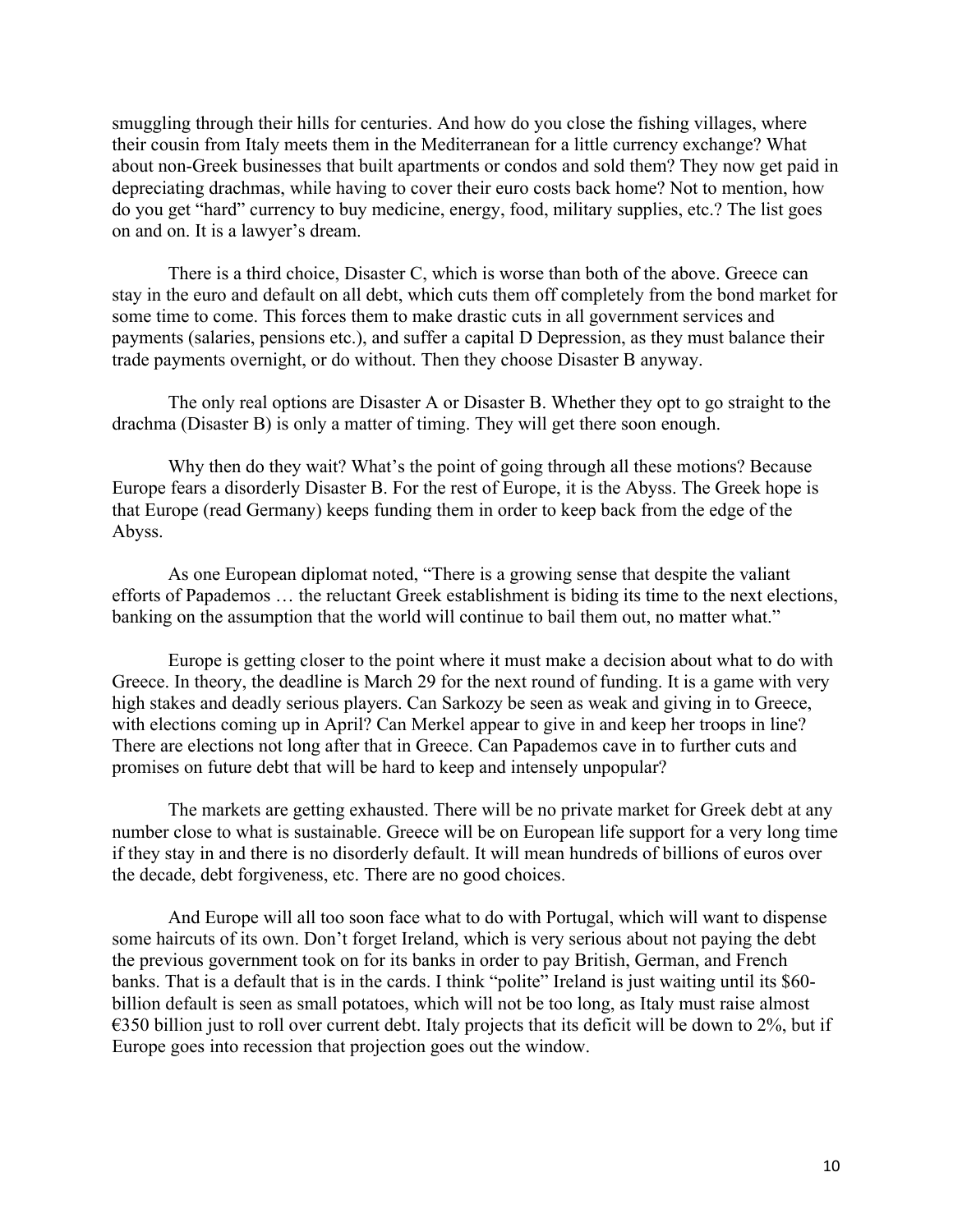smuggling through their hills for centuries. And how do you close the fishing villages, where their cousin from Italy meets them in the Mediterranean for a little currency exchange? What about non-Greek businesses that built apartments or condos and sold them? They now get paid in depreciating drachmas, while having to cover their euro costs back home? Not to mention, how do you get "hard" currency to buy medicine, energy, food, military supplies, etc.? The list goes on and on. It is a lawyer's dream.

There is a third choice, Disaster C, which is worse than both of the above. Greece can stay in the euro and default on all debt, which cuts them off completely from the bond market for some time to come. This forces them to make drastic cuts in all government services and payments (salaries, pensions etc.), and suffer a capital D Depression, as they must balance their trade payments overnight, or do without. Then they choose Disaster B anyway.

The only real options are Disaster A or Disaster B. Whether they opt to go straight to the drachma (Disaster B) is only a matter of timing. They will get there soon enough.

Why then do they wait? What's the point of going through all these motions? Because Europe fears a disorderly Disaster B. For the rest of Europe, it is the Abyss. The Greek hope is that Europe (read Germany) keeps funding them in order to keep back from the edge of the Abyss.

As one European diplomat noted, "There is a growing sense that despite the valiant efforts of Papademos … the reluctant Greek establishment is biding its time to the next elections, banking on the assumption that the world will continue to bail them out, no matter what."

Europe is getting closer to the point where it must make a decision about what to do with Greece. In theory, the deadline is March 29 for the next round of funding. It is a game with very high stakes and deadly serious players. Can Sarkozy be seen as weak and giving in to Greece, with elections coming up in April? Can Merkel appear to give in and keep her troops in line? There are elections not long after that in Greece. Can Papademos cave in to further cuts and promises on future debt that will be hard to keep and intensely unpopular?

The markets are getting exhausted. There will be no private market for Greek debt at any number close to what is sustainable. Greece will be on European life support for a very long time if they stay in and there is no disorderly default. It will mean hundreds of billions of euros over the decade, debt forgiveness, etc. There are no good choices.

And Europe will all too soon face what to do with Portugal, which will want to dispense some haircuts of its own. Don't forget Ireland, which is very serious about not paying the debt the previous government took on for its banks in order to pay British, German, and French banks. That is a default that is in the cards. I think "polite" Ireland is just waiting until its $60-billion default is seen as small potatoes, which will not be too long, as Italy must raise almost €350 billion just to roll over current debt. Italy projects that its deficit will be down to 2%, but if Europe goes into recession that projection goes out the window.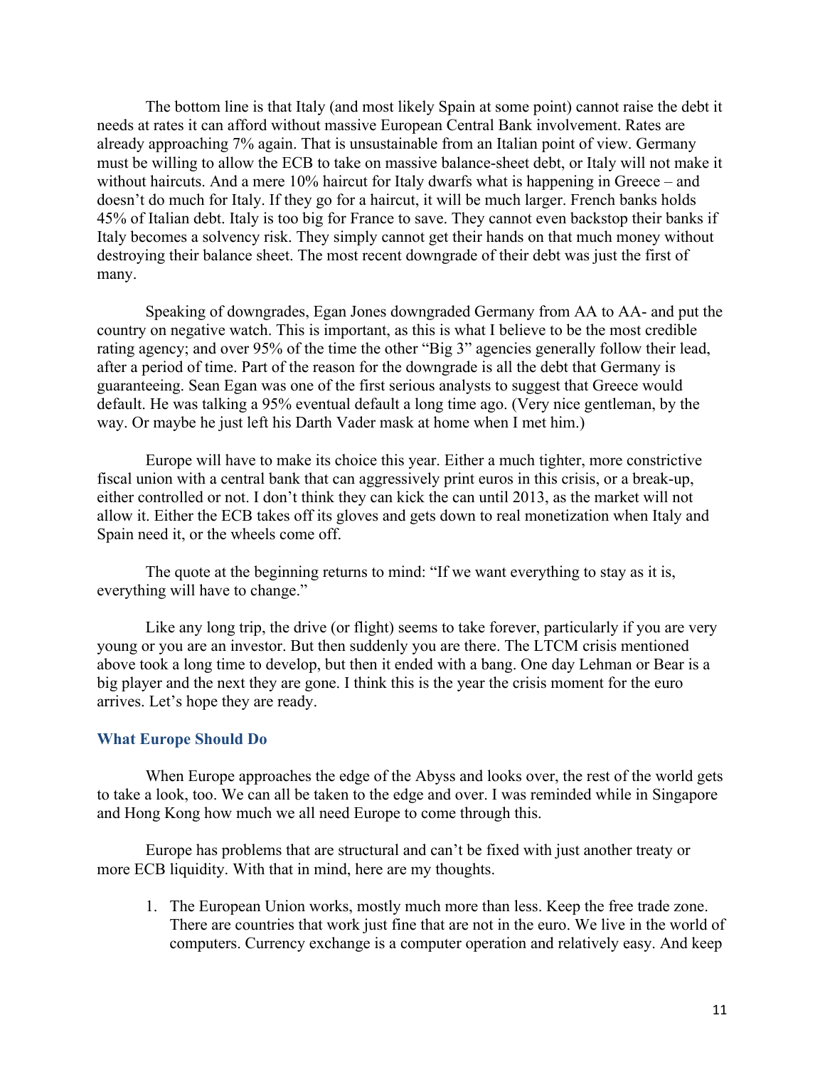The bottom line is that Italy (and most likely Spain at some point) cannot raise the debt it needs at rates it can afford without massive European Central Bank involvement. Rates are already approaching 7% again. That is unsustainable from an Italian point of view. Germany must be willing to allow the ECB to take on massive balance-sheet debt, or Italy will not make it without haircuts. And a mere 10% haircut for Italy dwarfs what is happening in Greece – and doesn't do much for Italy. If they go for a haircut, it will be much larger. French banks holds 45% of Italian debt. Italy is too big for France to save. They cannot even backstop their banks if Italy becomes a solvency risk. They simply cannot get their hands on that much money without destroying their balance sheet. The most recent downgrade of their debt was just the first of many.

Speaking of downgrades, Egan Jones downgraded Germany from AA to AA- and put the country on negative watch. This is important, as this is what I believe to be the most credible rating agency; and over 95% of the time the other "Big 3" agencies generally follow their lead, after a period of time. Part of the reason for the downgrade is all the debt that Germany is guaranteeing. Sean Egan was one of the first serious analysts to suggest that Greece would default. He was talking a 95% eventual default a long time ago. (Very nice gentleman, by the way. Or maybe he just left his Darth Vader mask at home when I met him.)

Europe will have to make its choice this year. Either a much tighter, more constrictive fiscal union with a central bank that can aggressively print euros in this crisis, or a break-up, either controlled or not. I don't think they can kick the can until 2013, as the market will not allow it. Either the ECB takes off its gloves and gets down to real monetization when Italy and Spain need it, or the wheels come off.

The quote at the beginning returns to mind: "If we want everything to stay as it is, everything will have to change."

Like any long trip, the drive (or flight) seems to take forever, particularly if you are very young or you are an investor. But then suddenly you are there. The LTCM crisis mentioned above took a long time to develop, but then it ended with a bang. One day Lehman or Bear is a big player and the next they are gone. I think this is the year the crisis moment for the euro arrives. Let's hope they are ready.

## What Europe Should Do

When Europe approaches the edge of the Abyss and looks over, the rest of the world gets to take a look, too. We can all be taken to the edge and over. I was reminded while in Singapore and Hong Kong how much we all need Europe to come through this.

Europe has problems that are structural and can't be fixed with just another treaty or more ECB liquidity. With that in mind, here are my thoughts.

1. The European Union works, mostly much more than less. Keep the free trade zone. There are countries that work just fine that are not in the euro. We live in the world of computers. Currency exchange is a computer operation and relatively easy. And keep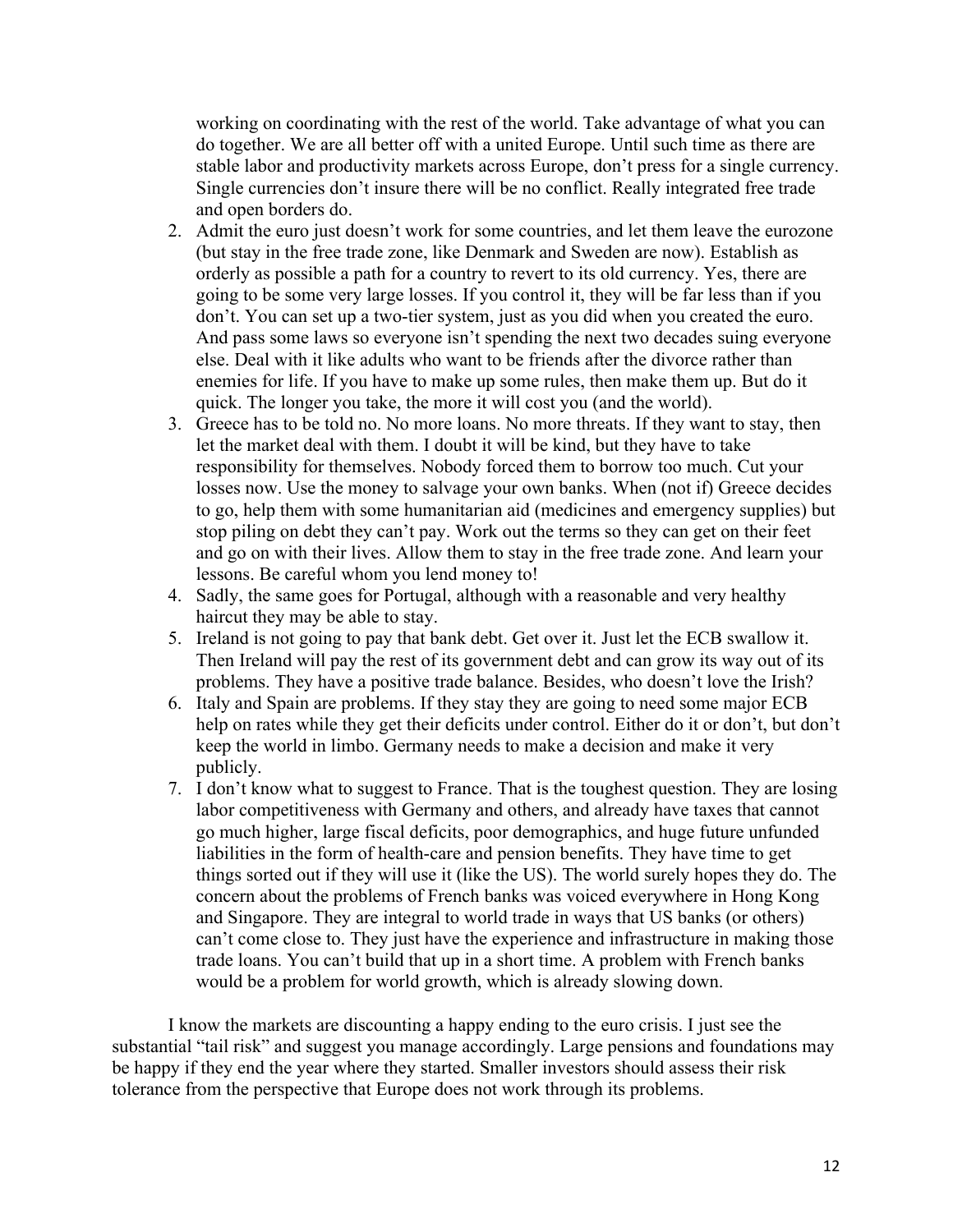working on coordinating with the rest of the world. Take advantage of what you can do together. We are all better off with a united Europe. Until such time as there are stable labor and productivity markets across Europe, don't press for a single currency. Single currencies don't insure there will be no conflict. Really integrated free trade and open borders do.

2. Admit the euro just doesn't work for some countries, and let them leave the eurozone (but stay in the free trade zone, like Denmark and Sweden are now). Establish as orderly as possible a path for a country to revert to its old currency. Yes, there are going to be some very large losses. If you control it, they will be far less than if you don't. You can set up a two-tier system, just as you did when you created the euro. And pass some laws so everyone isn't spending the next two decades suing everyone else. Deal with it like adults who want to be friends after the divorce rather than enemies for life. If you have to make up some rules, then make them up. But do it quick. The longer you take, the more it will cost you (and the world).
3. Greece has to be told no. No more loans. No more threats. If they want to stay, then let the market deal with them. I doubt it will be kind, but they have to take responsibility for themselves. Nobody forced them to borrow too much. Cut your losses now. Use the money to salvage your own banks. When (not if) Greece decides to go, help them with some humanitarian aid (medicines and emergency supplies) but stop piling on debt they can't pay. Work out the terms so they can get on their feet and go on with their lives. Allow them to stay in the free trade zone. And learn your lessons. Be careful whom you lend money to!
4. Sadly, the same goes for Portugal, although with a reasonable and very healthy haircut they may be able to stay.
5. Ireland is not going to pay that bank debt. Get over it. Just let the ECB swallow it. Then Ireland will pay the rest of its government debt and can grow its way out of its problems. They have a positive trade balance. Besides, who doesn't love the Irish?
6. Italy and Spain are problems. If they stay they are going to need some major ECB help on rates while they get their deficits under control. Either do it or don't, but don't keep the world in limbo. Germany needs to make a decision and make it very publicly.
7. I don't know what to suggest to France. That is the toughest question. They are losing labor competitiveness with Germany and others, and already have taxes that cannot go much higher, large fiscal deficits, poor demographics, and huge future unfunded liabilities in the form of health-care and pension benefits. They have time to get things sorted out if they will use it (like the US). The world surely hopes they do. The concern about the problems of French banks was voiced everywhere in Hong Kong and Singapore. They are integral to world trade in ways that US banks (or others) can't come close to. They just have the experience and infrastructure in making those trade loans. You can't build that up in a short time. A problem with French banks would be a problem for world growth, which is already slowing down.

I know the markets are discounting a happy ending to the euro crisis. I just see the substantial "tail risk" and suggest you manage accordingly. Large pensions and foundations may be happy if they end the year where they started. Smaller investors should assess their risk tolerance from the perspective that Europe does not work through its problems.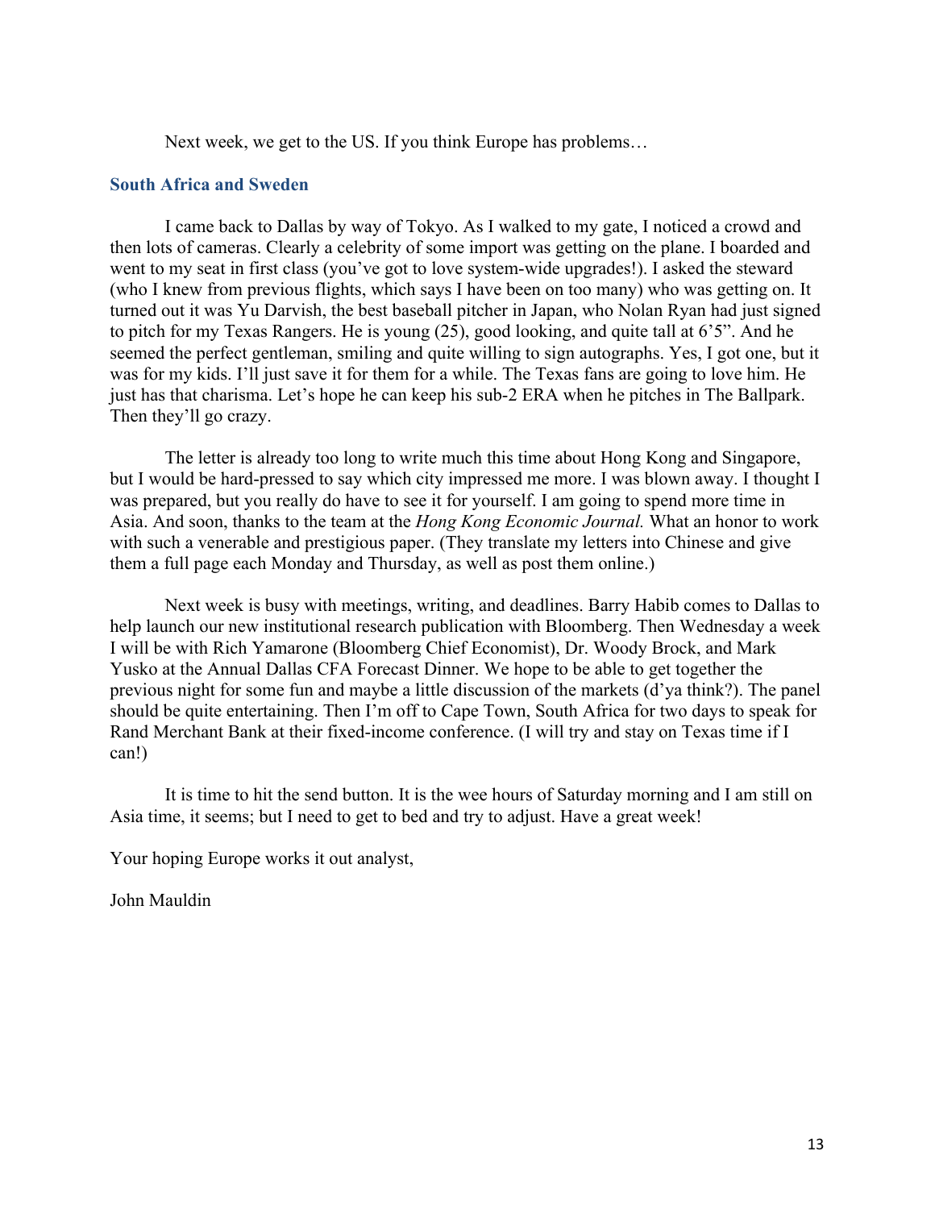Next week, we get to the US. If you think Europe has problems…

## South Africa and Sweden

I came back to Dallas by way of Tokyo. As I walked to my gate, I noticed a crowd and then lots of cameras. Clearly a celebrity of some import was getting on the plane. I boarded and went to my seat in first class (you've got to love system-wide upgrades!). I asked the steward (who I knew from previous flights, which says I have been on too many) who was getting on. It turned out it was Yu Darvish, the best baseball pitcher in Japan, who Nolan Ryan had just signed to pitch for my Texas Rangers. He is young (25), good looking, and quite tall at 6'5". And he seemed the perfect gentleman, smiling and quite willing to sign autographs. Yes, I got one, but it was for my kids. I'll just save it for them for a while. The Texas fans are going to love him. He just has that charisma. Let's hope he can keep his sub-2 ERA when he pitches in The Ballpark. Then they'll go crazy.

The letter is already too long to write much this time about Hong Kong and Singapore, but I would be hard-pressed to say which city impressed me more. I was blown away. I thought I was prepared, but you really do have to see it for yourself. I am going to spend more time in Asia. And soon, thanks to the team at the *Hong Kong Economic Journal.* What an honor to work with such a venerable and prestigious paper. (They translate my letters into Chinese and give them a full page each Monday and Thursday, as well as post them online.)

Next week is busy with meetings, writing, and deadlines. Barry Habib comes to Dallas to help launch our new institutional research publication with Bloomberg. Then Wednesday a week I will be with Rich Yamarone (Bloomberg Chief Economist), Dr. Woody Brock, and Mark Yusko at the Annual Dallas CFA Forecast Dinner. We hope to be able to get together the previous night for some fun and maybe a little discussion of the markets (d'ya think?). The panel should be quite entertaining. Then I'm off to Cape Town, South Africa for two days to speak for Rand Merchant Bank at their fixed-income conference. (I will try and stay on Texas time if I can!)

It is time to hit the send button. It is the wee hours of Saturday morning and I am still on Asia time, it seems; but I need to get to bed and try to adjust. Have a great week!

Your hoping Europe works it out analyst,

John Mauldin